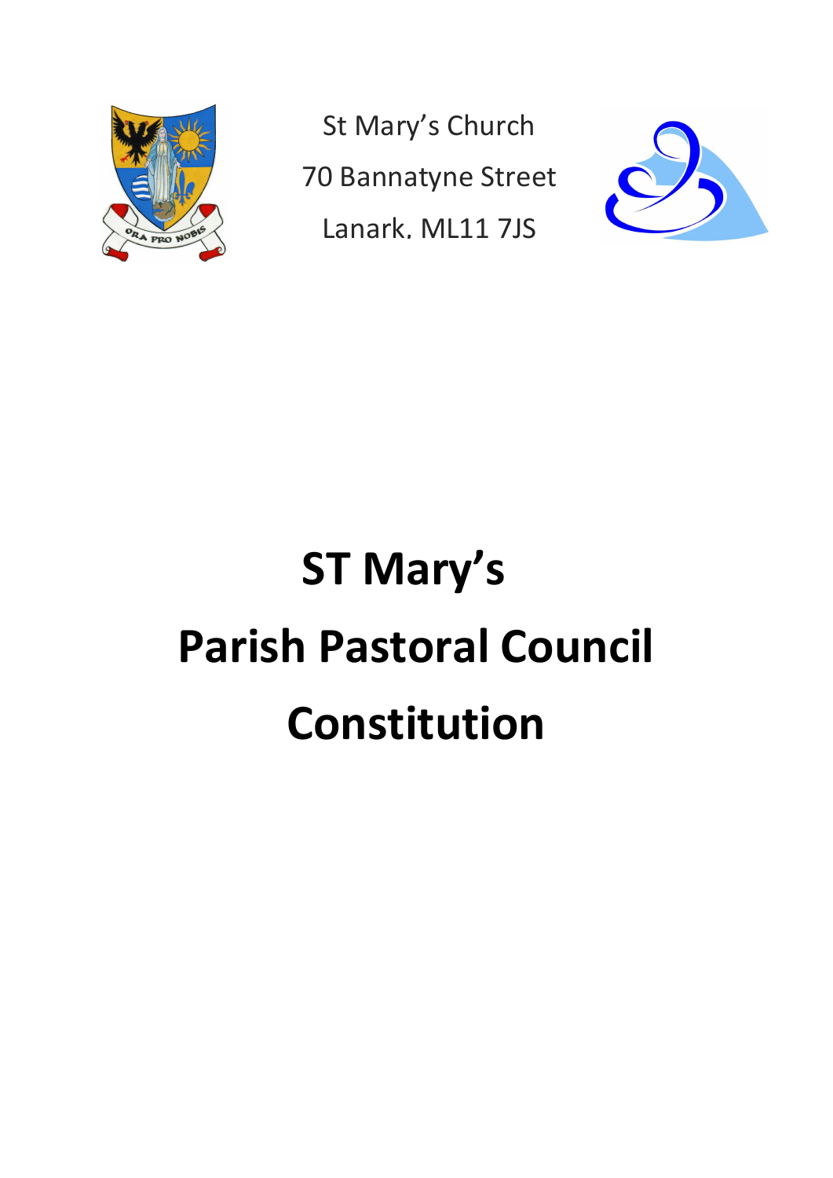St Mary's Church

70 Bannatyne Street

Lanark, ML11 7JS

# ST Mary's
# Parish Pastoral Council
# Constitution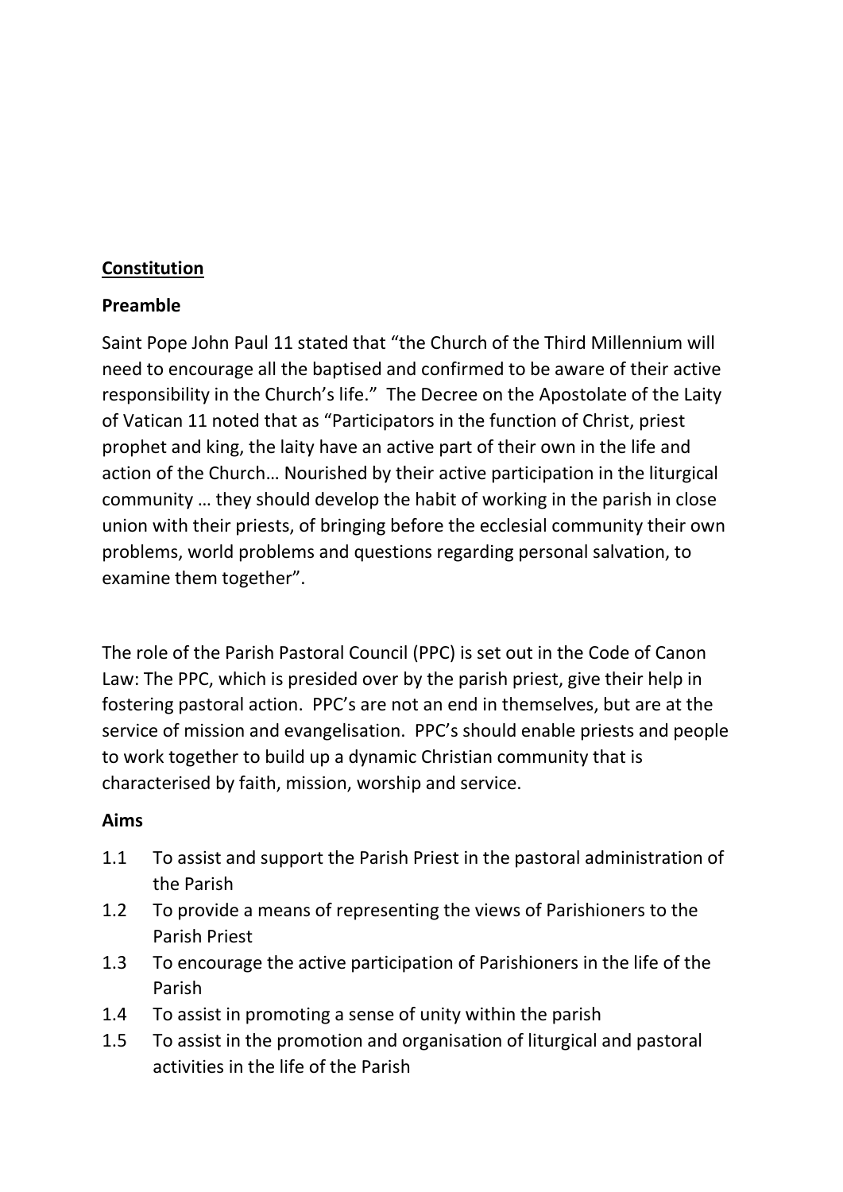**<u>Constitution</u>**

**Preamble**

Saint Pope John Paul 11 stated that "the Church of the Third Millennium will need to encourage all the baptised and confirmed to be aware of their active responsibility in the Church's life." The Decree on the Apostolate of the Laity of Vatican 11 noted that as "Participators in the function of Christ, priest prophet and king, the laity have an active part of their own in the life and action of the Church… Nourished by their active participation in the liturgical community … they should develop the habit of working in the parish in close union with their priests, of bringing before the ecclesial community their own problems, world problems and questions regarding personal salvation, to examine them together".

The role of the Parish Pastoral Council (PPC) is set out in the Code of Canon Law: The PPC, which is presided over by the parish priest, give their help in fostering pastoral action. PPC's are not an end in themselves, but are at the service of mission and evangelisation. PPC's should enable priests and people to work together to build up a dynamic Christian community that is characterised by faith, mission, worship and service.

**Aims**

1.1 To assist and support the Parish Priest in the pastoral administration of the Parish

1.2 To provide a means of representing the views of Parishioners to the Parish Priest

1.3 To encourage the active participation of Parishioners in the life of the Parish

1.4 To assist in promoting a sense of unity within the parish

1.5 To assist in the promotion and organisation of liturgical and pastoral activities in the life of the Parish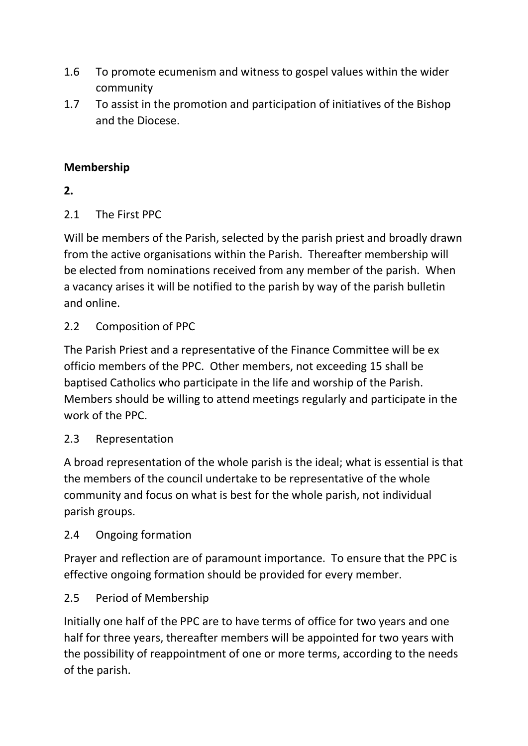1.6 To promote ecumenism and witness to gospel values within the wider community

1.7 To assist in the promotion and participation of initiatives of the Bishop and the Diocese.

**Membership**

**2.**

2.1 The First PPC

Will be members of the Parish, selected by the parish priest and broadly drawn from the active organisations within the Parish. Thereafter membership will be elected from nominations received from any member of the parish. When a vacancy arises it will be notified to the parish by way of the parish bulletin and online.

2.2 Composition of PPC

The Parish Priest and a representative of the Finance Committee will be ex officio members of the PPC. Other members, not exceeding 15 shall be baptised Catholics who participate in the life and worship of the Parish. Members should be willing to attend meetings regularly and participate in the work of the PPC.

2.3 Representation

A broad representation of the whole parish is the ideal; what is essential is that the members of the council undertake to be representative of the whole community and focus on what is best for the whole parish, not individual parish groups.

2.4 Ongoing formation

Prayer and reflection are of paramount importance. To ensure that the PPC is effective ongoing formation should be provided for every member.

2.5 Period of Membership

Initially one half of the PPC are to have terms of office for two years and one half for three years, thereafter members will be appointed for two years with the possibility of reappointment of one or more terms, according to the needs of the parish.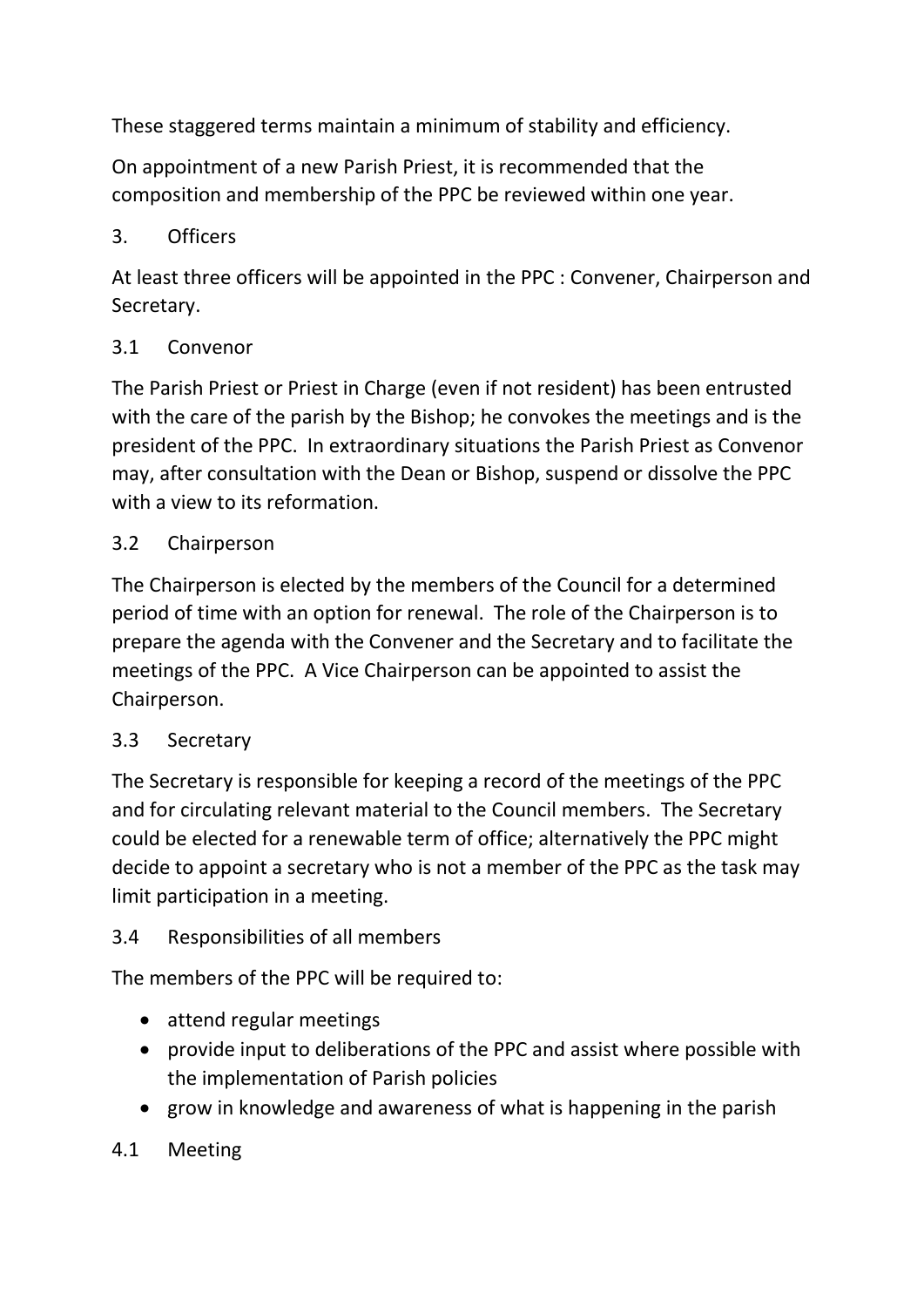These staggered terms maintain a minimum of stability and efficiency.

On appointment of a new Parish Priest, it is recommended that the composition and membership of the PPC be reviewed within one year.

## 3. Officers

At least three officers will be appointed in the PPC : Convener, Chairperson and Secretary.

### 3.1 Convenor

The Parish Priest or Priest in Charge (even if not resident) has been entrusted with the care of the parish by the Bishop; he convokes the meetings and is the president of the PPC. In extraordinary situations the Parish Priest as Convenor may, after consultation with the Dean or Bishop, suspend or dissolve the PPC with a view to its reformation.

### 3.2 Chairperson

The Chairperson is elected by the members of the Council for a determined period of time with an option for renewal. The role of the Chairperson is to prepare the agenda with the Convener and the Secretary and to facilitate the meetings of the PPC. A Vice Chairperson can be appointed to assist the Chairperson.

### 3.3 Secretary

The Secretary is responsible for keeping a record of the meetings of the PPC and for circulating relevant material to the Council members. The Secretary could be elected for a renewable term of office; alternatively the PPC might decide to appoint a secretary who is not a member of the PPC as the task may limit participation in a meeting.

### 3.4 Responsibilities of all members

The members of the PPC will be required to:

- attend regular meetings
- provide input to deliberations of the PPC and assist where possible with the implementation of Parish policies
- grow in knowledge and awareness of what is happening in the parish

### 4.1 Meeting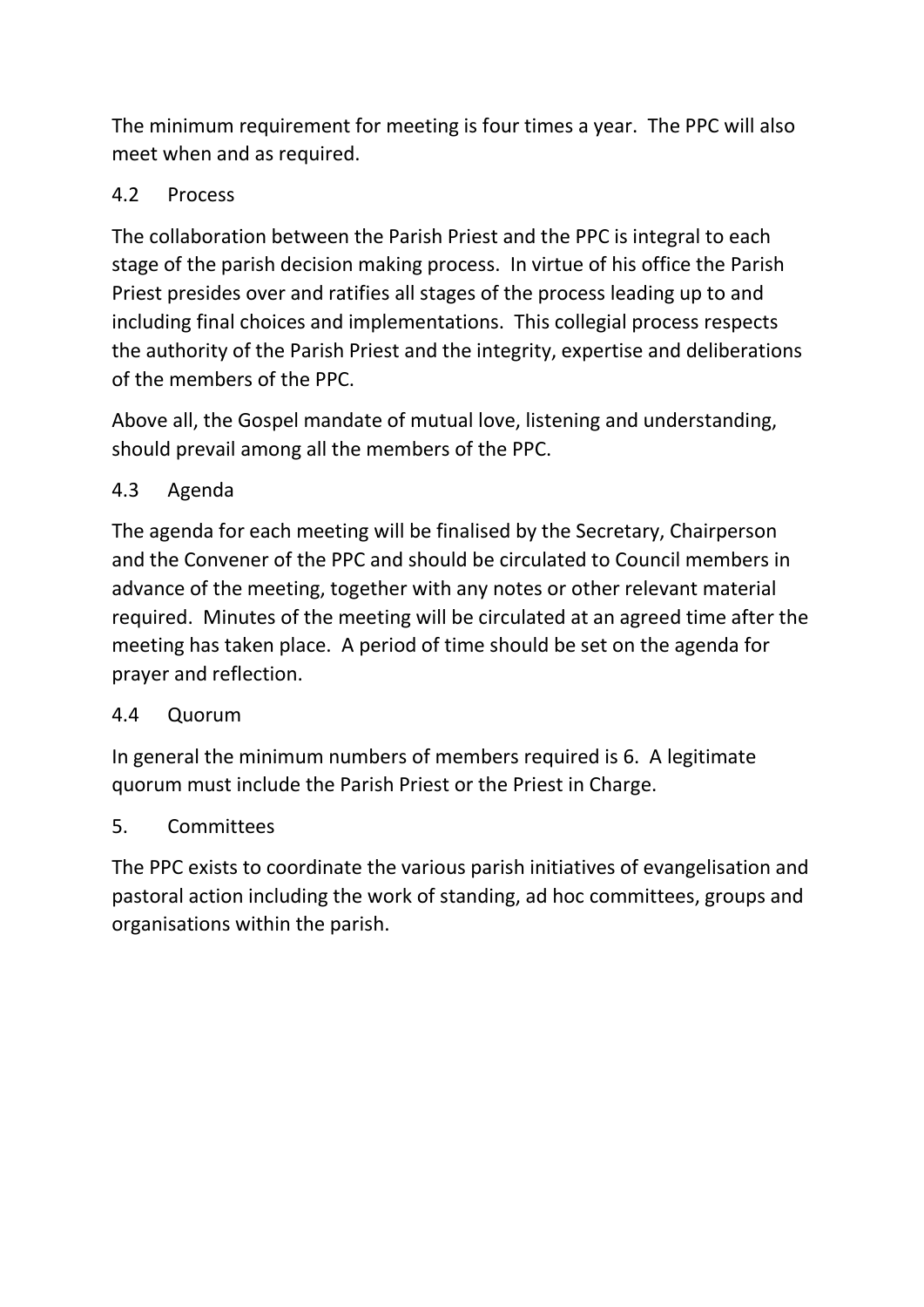The minimum requirement for meeting is four times a year. The PPC will also meet when and as required.

### 4.2 Process

The collaboration between the Parish Priest and the PPC is integral to each stage of the parish decision making process. In virtue of his office the Parish Priest presides over and ratifies all stages of the process leading up to and including final choices and implementations. This collegial process respects the authority of the Parish Priest and the integrity, expertise and deliberations of the members of the PPC.

Above all, the Gospel mandate of mutual love, listening and understanding, should prevail among all the members of the PPC.

### 4.3 Agenda

The agenda for each meeting will be finalised by the Secretary, Chairperson and the Convener of the PPC and should be circulated to Council members in advance of the meeting, together with any notes or other relevant material required. Minutes of the meeting will be circulated at an agreed time after the meeting has taken place. A period of time should be set on the agenda for prayer and reflection.

### 4.4 Quorum

In general the minimum numbers of members required is 6. A legitimate quorum must include the Parish Priest or the Priest in Charge.

## 5. Committees

The PPC exists to coordinate the various parish initiatives of evangelisation and pastoral action including the work of standing, ad hoc committees, groups and organisations within the parish.